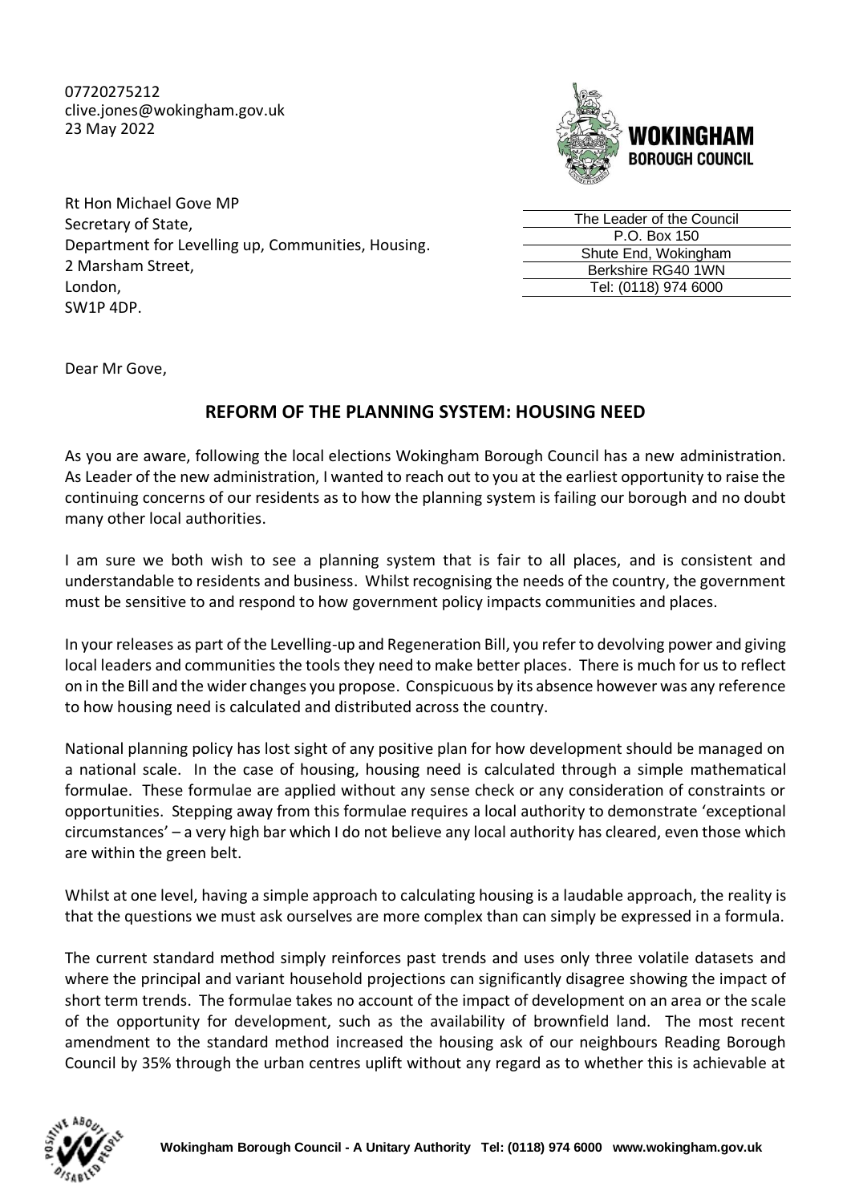07720275212
clive.jones@wokingham.gov.uk
23 May 2022

**WOKINGHAM BOROUGH COUNCIL**

| The Leader of the Council |
| --- |
| P.O. Box 150 |
| Shute End, Wokingham |
| Berkshire RG40 1WN |
| Tel: (0118) 974 6000 |

Rt Hon Michael Gove MP
Secretary of State,
Department for Levelling up, Communities, Housing.
2 Marsham Street,
London,
SW1P 4DP.

Dear Mr Gove,

## REFORM OF THE PLANNING SYSTEM: HOUSING NEED

As you are aware, following the local elections Wokingham Borough Council has a new administration. As Leader of the new administration, I wanted to reach out to you at the earliest opportunity to raise the continuing concerns of our residents as to how the planning system is failing our borough and no doubt many other local authorities.

I am sure we both wish to see a planning system that is fair to all places, and is consistent and understandable to residents and business. Whilst recognising the needs of the country, the government must be sensitive to and respond to how government policy impacts communities and places.

In your releases as part of the Levelling-up and Regeneration Bill, you refer to devolving power and giving local leaders and communities the tools they need to make better places. There is much for us to reflect on in the Bill and the wider changes you propose. Conspicuous by its absence however was any reference to how housing need is calculated and distributed across the country.

National planning policy has lost sight of any positive plan for how development should be managed on a national scale. In the case of housing, housing need is calculated through a simple mathematical formulae. These formulae are applied without any sense check or any consideration of constraints or opportunities. Stepping away from this formulae requires a local authority to demonstrate 'exceptional circumstances' – a very high bar which I do not believe any local authority has cleared, even those which are within the green belt.

Whilst at one level, having a simple approach to calculating housing is a laudable approach, the reality is that the questions we must ask ourselves are more complex than can simply be expressed in a formula.

The current standard method simply reinforces past trends and uses only three volatile datasets and where the principal and variant household projections can significantly disagree showing the impact of short term trends. The formulae takes no account of the impact of development on an area or the scale of the opportunity for development, such as the availability of brownfield land. The most recent amendment to the standard method increased the housing ask of our neighbours Reading Borough Council by 35% through the urban centres uplift without any regard as to whether this is achievable at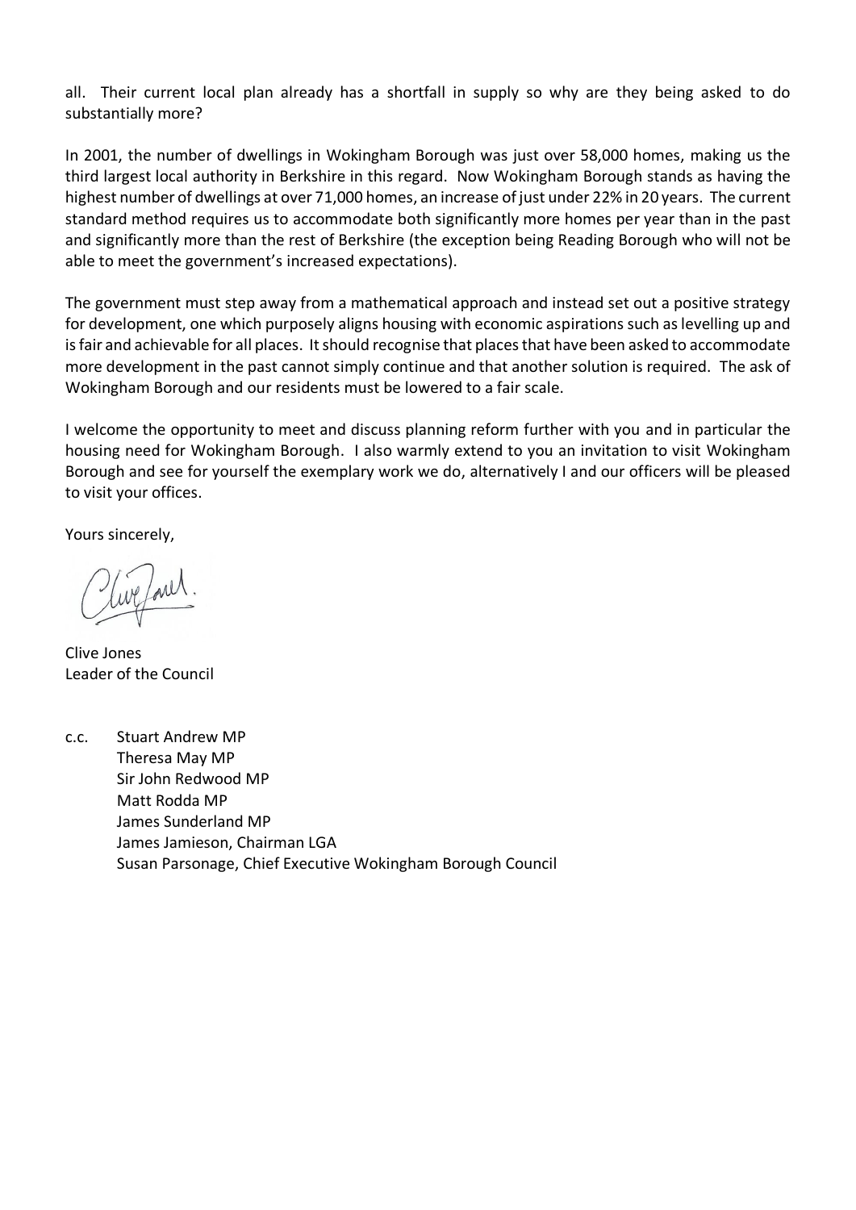all. Their current local plan already has a shortfall in supply so why are they being asked to do substantially more?

In 2001, the number of dwellings in Wokingham Borough was just over 58,000 homes, making us the third largest local authority in Berkshire in this regard. Now Wokingham Borough stands as having the highest number of dwellings at over 71,000 homes, an increase of just under 22% in 20 years. The current standard method requires us to accommodate both significantly more homes per year than in the past and significantly more than the rest of Berkshire (the exception being Reading Borough who will not be able to meet the government's increased expectations).

The government must step away from a mathematical approach and instead set out a positive strategy for development, one which purposely aligns housing with economic aspirations such as levelling up and is fair and achievable for all places. It should recognise that places that have been asked to accommodate more development in the past cannot simply continue and that another solution is required. The ask of Wokingham Borough and our residents must be lowered to a fair scale.

I welcome the opportunity to meet and discuss planning reform further with you and in particular the housing need for Wokingham Borough. I also warmly extend to you an invitation to visit Wokingham Borough and see for yourself the exemplary work we do, alternatively I and our officers will be pleased to visit your offices.

Yours sincerely,

Clive Jones
Leader of the Council

c.c. Stuart Andrew MP
Theresa May MP
Sir John Redwood MP
Matt Rodda MP
James Sunderland MP
James Jamieson, Chairman LGA
Susan Parsonage, Chief Executive Wokingham Borough Council